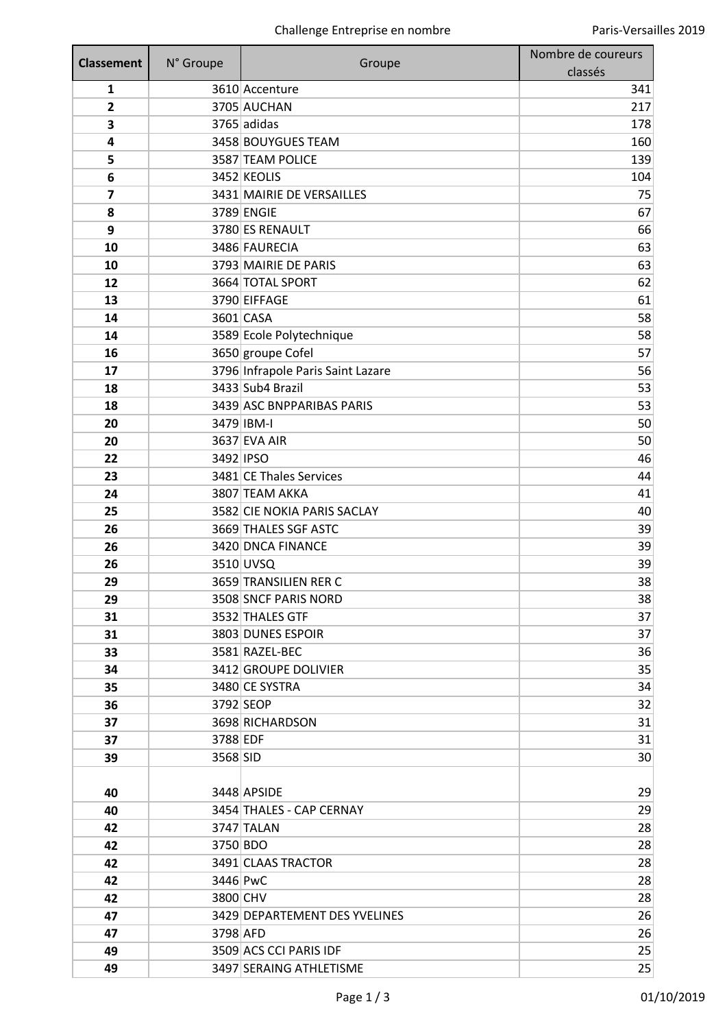| Classement | N° Groupe | Groupe | Nombre de coureurs classés |
|---|---|---|---|
| 1 | 3610 | Accenture | 341 |
| 2 | 3705 | AUCHAN | 217 |
| 3 | 3765 | adidas | 178 |
| 4 | 3458 | BOUYGUES TEAM | 160 |
| 5 | 3587 | TEAM POLICE | 139 |
| 6 | 3452 | KEOLIS | 104 |
| 7 | 3431 | MAIRIE DE VERSAILLES | 75 |
| 8 | 3789 | ENGIE | 67 |
| 9 | 3780 | ES RENAULT | 66 |
| 10 | 3486 | FAURECIA | 63 |
| 10 | 3793 | MAIRIE DE PARIS | 63 |
| 12 | 3664 | TOTAL SPORT | 62 |
| 13 | 3790 | EIFFAGE | 61 |
| 14 | 3601 | CASA | 58 |
| 14 | 3589 | Ecole Polytechnique | 58 |
| 16 | 3650 | groupe Cofel | 57 |
| 17 | 3796 | Infrapole Paris Saint Lazare | 56 |
| 18 | 3433 | Sub4 Brazil | 53 |
| 18 | 3439 | ASC BNPPARIBAS PARIS | 53 |
| 20 | 3479 | IBM-I | 50 |
| 20 | 3637 | EVA AIR | 50 |
| 22 | 3492 | IPSO | 46 |
| 23 | 3481 | CE Thales Services | 44 |
| 24 | 3807 | TEAM AKKA | 41 |
| 25 | 3582 | CIE NOKIA PARIS SACLAY | 40 |
| 26 | 3669 | THALES SGF ASTC | 39 |
| 26 | 3420 | DNCA FINANCE | 39 |
| 26 | 3510 | UVSQ | 39 |
| 29 | 3659 | TRANSILIEN RER C | 38 |
| 29 | 3508 | SNCF PARIS NORD | 38 |
| 31 | 3532 | THALES GTF | 37 |
| 31 | 3803 | DUNES ESPOIR | 37 |
| 33 | 3581 | RAZEL-BEC | 36 |
| 34 | 3412 | GROUPE DOLIVIER | 35 |
| 35 | 3480 | CE SYSTRA | 34 |
| 36 | 3792 | SEOP | 32 |
| 37 | 3698 | RICHARDSON | 31 |
| 37 | 3788 | EDF | 31 |
| 39 | 3568 | SID | 30 |
| 40 | 3448 | APSIDE | 29 |
| 40 | 3454 | THALES - CAP CERNAY | 29 |
| 42 | 3747 | TALAN | 28 |
| 42 | 3750 | BDO | 28 |
| 42 | 3491 | CLAAS TRACTOR | 28 |
| 42 | 3446 | PwC | 28 |
| 42 | 3800 | CHV | 28 |
| 47 | 3429 | DEPARTEMENT DES YVELINES | 26 |
| 47 | 3798 | AFD | 26 |
| 49 | 3509 | ACS CCI PARIS IDF | 25 |
| 49 | 3497 | SERAING ATHLETISME | 25 |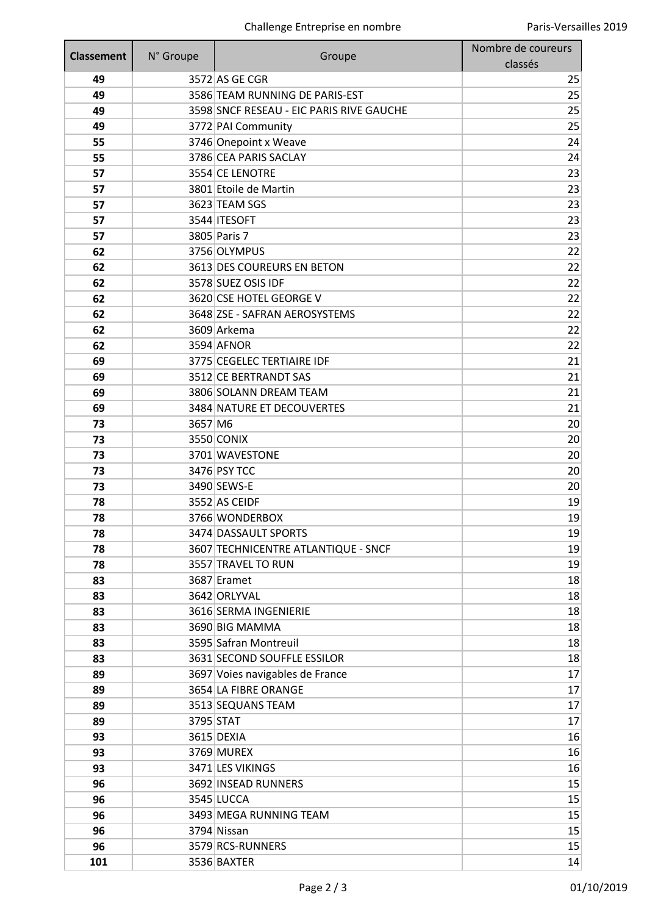| Classement | N° Groupe | Groupe | Nombre de coureurs classés |
|---|---|---|---|
| **49** | 3572 | AS GE CGR | 25 |
| **49** | 3586 | TEAM RUNNING DE PARIS-EST | 25 |
| **49** | 3598 | SNCF RESEAU - EIC PARIS RIVE GAUCHE | 25 |
| **49** | 3772 | PAI Community | 25 |
| **55** | 3746 | Onepoint x Weave | 24 |
| **55** | 3786 | CEA PARIS SACLAY | 24 |
| **57** | 3554 | CE LENOTRE | 23 |
| **57** | 3801 | Etoile de Martin | 23 |
| **57** | 3623 | TEAM SGS | 23 |
| **57** | 3544 | ITESOFT | 23 |
| **57** | 3805 | Paris 7 | 23 |
| **62** | 3756 | OLYMPUS | 22 |
| **62** | 3613 | DES COUREURS EN BETON | 22 |
| **62** | 3578 | SUEZ OSIS IDF | 22 |
| **62** | 3620 | CSE HOTEL GEORGE V | 22 |
| **62** | 3648 | ZSE - SAFRAN AEROSYSTEMS | 22 |
| **62** | 3609 | Arkema | 22 |
| **62** | 3594 | AFNOR | 22 |
| **69** | 3775 | CEGELEC TERTIAIRE IDF | 21 |
| **69** | 3512 | CE BERTRANDT SAS | 21 |
| **69** | 3806 | SOLANN DREAM TEAM | 21 |
| **69** | 3484 | NATURE ET DECOUVERTES | 21 |
| **73** | 3657 | M6 | 20 |
| **73** | 3550 | CONIX | 20 |
| **73** | 3701 | WAVESTONE | 20 |
| **73** | 3476 | PSY TCC | 20 |
| **73** | 3490 | SEWS-E | 20 |
| **78** | 3552 | AS CEIDF | 19 |
| **78** | 3766 | WONDERBOX | 19 |
| **78** | 3474 | DASSAULT SPORTS | 19 |
| **78** | 3607 | TECHNICENTRE ATLANTIQUE - SNCF | 19 |
| **78** | 3557 | TRAVEL TO RUN | 19 |
| **83** | 3687 | Eramet | 18 |
| **83** | 3642 | ORLYVAL | 18 |
| **83** | 3616 | SERMA INGENIERIE | 18 |
| **83** | 3690 | BIG MAMMA | 18 |
| **83** | 3595 | Safran Montreuil | 18 |
| **83** | 3631 | SECOND SOUFFLE ESSILOR | 18 |
| **89** | 3697 | Voies navigables de France | 17 |
| **89** | 3654 | LA FIBRE ORANGE | 17 |
| **89** | 3513 | SEQUANS TEAM | 17 |
| **89** | 3795 | STAT | 17 |
| **93** | 3615 | DEXIA | 16 |
| **93** | 3769 | MUREX | 16 |
| **93** | 3471 | LES VIKINGS | 16 |
| **96** | 3692 | INSEAD RUNNERS | 15 |
| **96** | 3545 | LUCCA | 15 |
| **96** | 3493 | MEGA RUNNING TEAM | 15 |
| **96** | 3794 | Nissan | 15 |
| **96** | 3579 | RCS-RUNNERS | 15 |
| **101** | 3536 | BAXTER | 14 |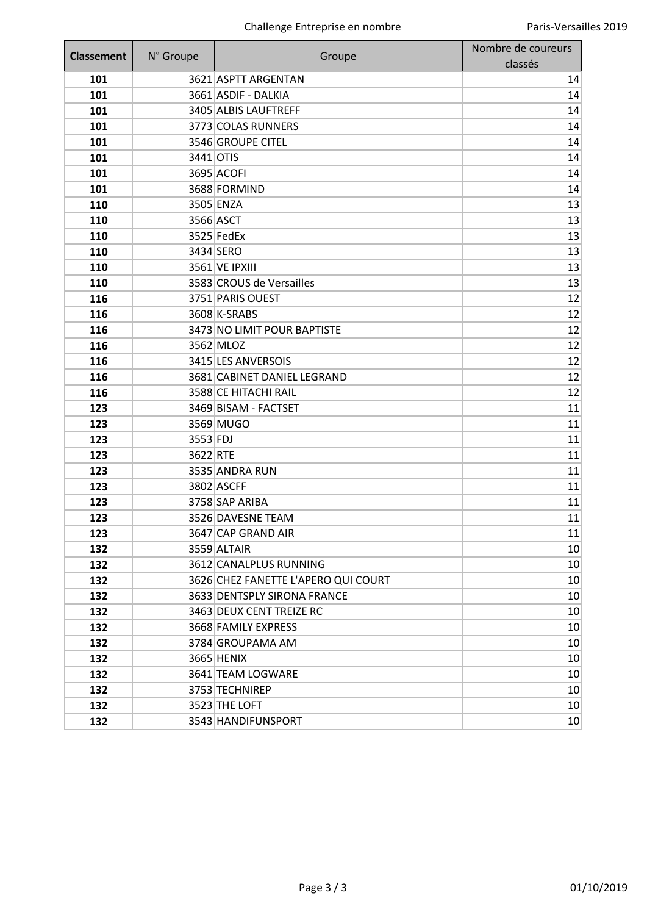| Classement | N° Groupe | Groupe | Nombre de coureurs classés |
|---|---|---|---|
| **101** | 3621 | ASPTT ARGENTAN | 14 |
| **101** | 3661 | ASDIF - DALKIA | 14 |
| **101** | 3405 | ALBIS LAUFTREFF | 14 |
| **101** | 3773 | COLAS RUNNERS | 14 |
| **101** | 3546 | GROUPE CITEL | 14 |
| **101** | 3441 | OTIS | 14 |
| **101** | 3695 | ACOFI | 14 |
| **101** | 3688 | FORMIND | 14 |
| **110** | 3505 | ENZA | 13 |
| **110** | 3566 | ASCT | 13 |
| **110** | 3525 | FedEx | 13 |
| **110** | 3434 | SERO | 13 |
| **110** | 3561 | VE IPXIII | 13 |
| **110** | 3583 | CROUS de Versailles | 13 |
| **116** | 3751 | PARIS OUEST | 12 |
| **116** | 3608 | K-SRABS | 12 |
| **116** | 3473 | NO LIMIT POUR BAPTISTE | 12 |
| **116** | 3562 | MLOZ | 12 |
| **116** | 3415 | LES ANVERSOIS | 12 |
| **116** | 3681 | CABINET DANIEL LEGRAND | 12 |
| **116** | 3588 | CE HITACHI RAIL | 12 |
| **123** | 3469 | BISAM - FACTSET | 11 |
| **123** | 3569 | MUGO | 11 |
| **123** | 3553 | FDJ | 11 |
| **123** | 3622 | RTE | 11 |
| **123** | 3535 | ANDRA RUN | 11 |
| **123** | 3802 | ASCFF | 11 |
| **123** | 3758 | SAP ARIBA | 11 |
| **123** | 3526 | DAVESNE TEAM | 11 |
| **123** | 3647 | CAP GRAND AIR | 11 |
| **132** | 3559 | ALTAIR | 10 |
| **132** | 3612 | CANALPLUS RUNNING | 10 |
| **132** | 3626 | CHEZ FANETTE L'APERO QUI COURT | 10 |
| **132** | 3633 | DENTSPLY SIRONA FRANCE | 10 |
| **132** | 3463 | DEUX CENT TREIZE RC | 10 |
| **132** | 3668 | FAMILY EXPRESS | 10 |
| **132** | 3784 | GROUPAMA AM | 10 |
| **132** | 3665 | HENIX | 10 |
| **132** | 3641 | TEAM LOGWARE | 10 |
| **132** | 3753 | TECHNIREP | 10 |
| **132** | 3523 | THE LOFT | 10 |
| **132** | 3543 | HANDIFUNSPORT | 10 |